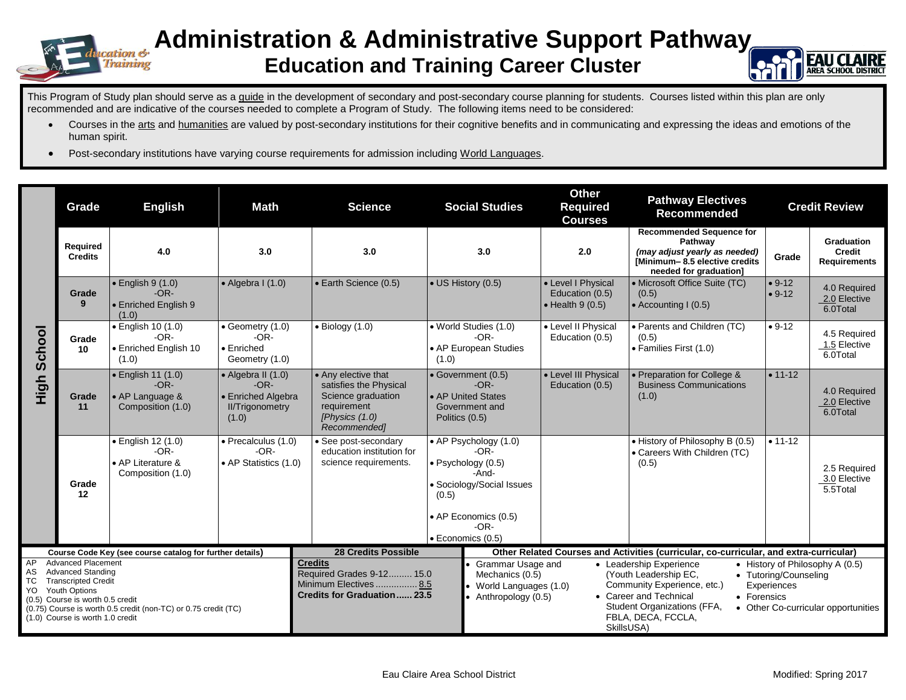# Administration & Administrative Support Pathway

## Education and Training Career Cluster

This Program of Study plan should serve as a guide in the development of secondary and post-secondary course planning for students. Courses listed within this plan are only recommended and are indicative of the courses needed to complete a Program of Study. The following items need to be considered:

- Courses in the arts and humanities are valued by post-secondary institutions for their cognitive benefits and in communicating and expressing the ideas and emotions of the human spirit.
- Post-secondary institutions have varying course requirements for admission including World Languages.

| | Grade | English | Math | Science | Social Studies | Other Required Courses | Pathway Electives Recommended | Credit Review | |
|---|---|---|---|---|---|---|---|---|---|
| **High School** | **Required Credits** | **4.0** | **3.0** | **3.0** | **3.0** | **2.0** | **Recommended Sequence for Pathway** *(may adjust yearly as needed)* **[Minimum– 8.5 elective credits needed for graduation]** | **Grade** | **Graduation Credit Requirements** |
| | **Grade 9** | • English 9 (1.0) -OR- • Enriched English 9 (1.0) | • Algebra I (1.0) | • Earth Science (0.5) | • US History (0.5) | • Level I Physical Education (0.5) • Health 9 (0.5) | • Microsoft Office Suite (TC) (0.5) • Accounting I (0.5) | • 9-12 • 9-12 | 4.0 Required 2.0 Elective 6.0Total |
| | **Grade 10** | • English 10 (1.0) -OR- • Enriched English 10 (1.0) | • Geometry (1.0) -OR- • Enriched Geometry (1.0) | • Biology (1.0) | • World Studies (1.0) -OR- • AP European Studies (1.0) | • Level II Physical Education (0.5) | • Parents and Children (TC) (0.5) • Families First (1.0) | • 9-12 | 4.5 Required 1.5 Elective 6.0Total |
| | **Grade 11** | • English 11 (1.0) -OR- • AP Language & Composition (1.0) | • Algebra II (1.0) -OR- • Enriched Algebra II/Trigonometry (1.0) | • Any elective that satisfies the Physical Science graduation requirement *[Physics (1.0) Recommended]* | • Government (0.5) -OR- • AP United States Government and Politics (0.5) | • Level III Physical Education (0.5) | • Preparation for College & Business Communications (1.0) | • 11-12 | 4.0 Required 2.0 Elective 6.0Total |
| | **Grade 12** | • English 12 (1.0) -OR- • AP Literature & Composition (1.0) | • Precalculus (1.0) -OR- • AP Statistics (1.0) | • See post-secondary education institution for science requirements. | • AP Psychology (1.0) -OR- • Psychology (0.5) -And- • Sociology/Social Issues (0.5) • AP Economics (0.5) -OR- • Economics (0.5) | | • History of Philosophy B (0.5) • Careers With Children (TC) (0.5) | • 11-12 | 2.5 Required 3.0 Elective 5.5Total |

| Course Code Key (see course catalog for further details) | 28 Credits Possible | Other Related Courses and Activities (curricular, co-curricular, and extra-curricular) |
|---|---|---|
| AP Advanced Placement<br>AS Advanced Standing<br>TC Transcripted Credit<br>YO Youth Options<br>(0.5) Course is worth 0.5 credit<br>(0.75) Course is worth 0.5 credit (non-TC) or 0.75 credit (TC)<br>(1.0) Course is worth 1.0 credit | **Credits**<br>Required Grades 9-12......... 15.0<br>Minimum Electives ................ 8.5<br>**Credits for Graduation...... 23.5** | • Grammar Usage and Mechanics (0.5)<br>• World Languages (1.0)<br>• Anthropology (0.5)<br>• Leadership Experience (Youth Leadership EC, Community Experience, etc.)<br>• Career and Technical Student Organizations (FFA, FBLA, DECA, FCCLA, SkillsUSA)<br>• History of Philosophy A (0.5)<br>• Tutoring/Counseling Experiences<br>• Forensics<br>• Other Co-curricular opportunities |

Eau Claire Area School District

Modified: Spring 2017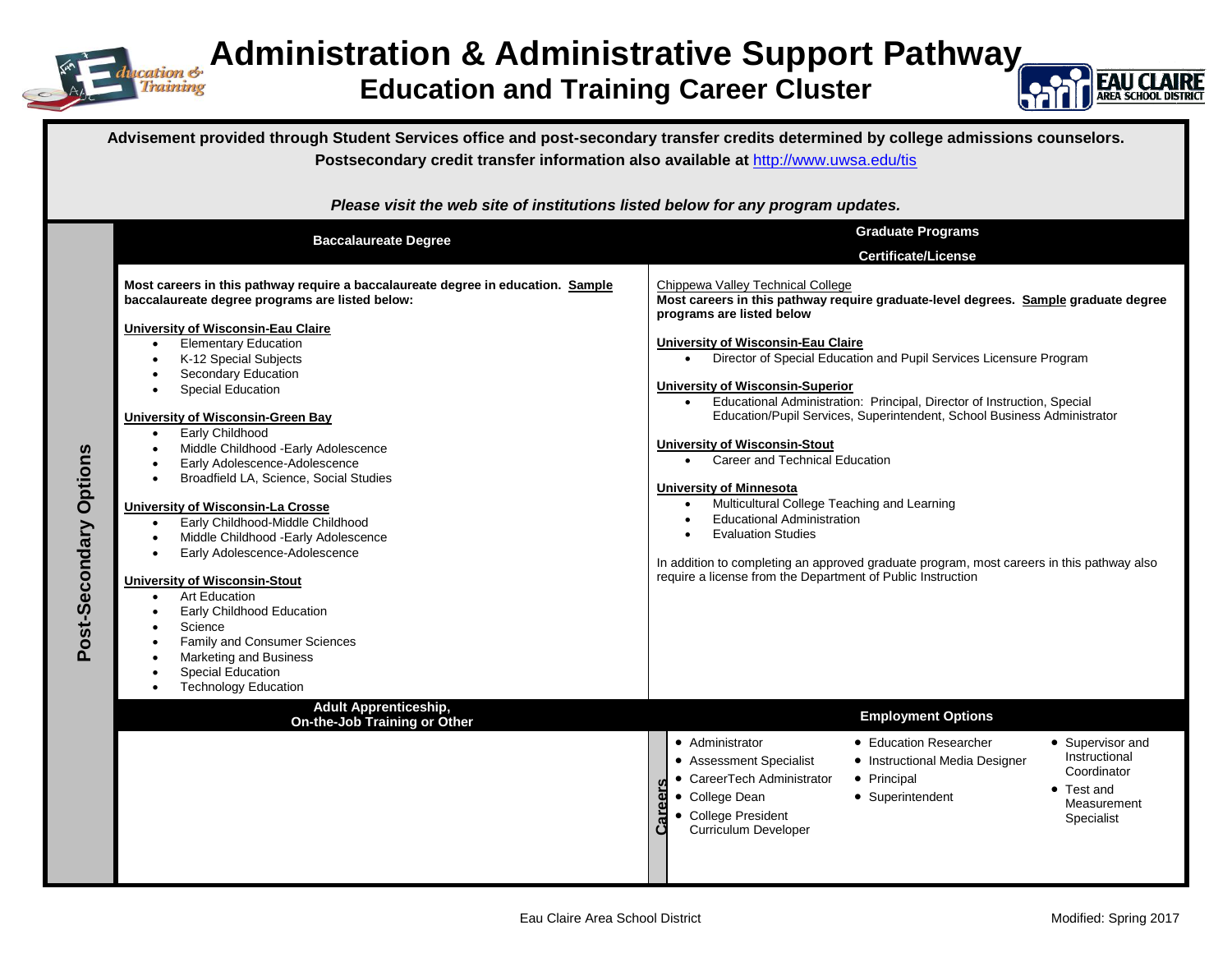# Administration & Administrative Support Pathway

## Education and Training Career Cluster

**Advisement provided through Student Services office and post-secondary transfer credits determined by college admissions counselors.**
**Postsecondary credit transfer information also available at** http://www.uwsa.edu/tis

***Please visit the web site of institutions listed below for any program updates.***

## Post-Secondary Options

### Baccalaureate Degree

**Most careers in this pathway require a baccalaureate degree in education. Sample baccalaureate degree programs are listed below:**

**University of Wisconsin-Eau Claire**
- Elementary Education
- K-12 Special Subjects
- Secondary Education
- Special Education

**University of Wisconsin-Green Bay**
- Early Childhood
- Middle Childhood -Early Adolescence
- Early Adolescence-Adolescence
- Broadfield LA, Science, Social Studies

**University of Wisconsin-La Crosse**
- Early Childhood-Middle Childhood
- Middle Childhood -Early Adolescence
- Early Adolescence-Adolescence

**University of Wisconsin-Stout**
- Art Education
- Early Childhood Education
- Science
- Family and Consumer Sciences
- Marketing and Business
- Special Education
- Technology Education

### Graduate Programs / Certificate/License

Chippewa Valley Technical College

**Most careers in this pathway require graduate-level degrees. Sample graduate degree programs are listed below**

**University of Wisconsin-Eau Claire**
- Director of Special Education and Pupil Services Licensure Program

**University of Wisconsin-Superior**
- Educational Administration: Principal, Director of Instruction, Special Education/Pupil Services, Superintendent, School Business Administrator

**University of Wisconsin-Stout**
- Career and Technical Education

**University of Minnesota**
- Multicultural College Teaching and Learning
- Educational Administration
- Evaluation Studies

In addition to completing an approved graduate program, most careers in this pathway also require a license from the Department of Public Instruction

### Adult Apprenticeship, On-the-Job Training or Other

### Employment Options

**Careers**

- Administrator
- Assessment Specialist
- CareerTech Administrator
- College Dean
- College President Curriculum Developer
- Education Researcher
- Instructional Media Designer
- Principal
- Superintendent
- Supervisor and Instructional Coordinator
- Test and Measurement Specialist

Eau Claire Area School District

Modified: Spring 2017